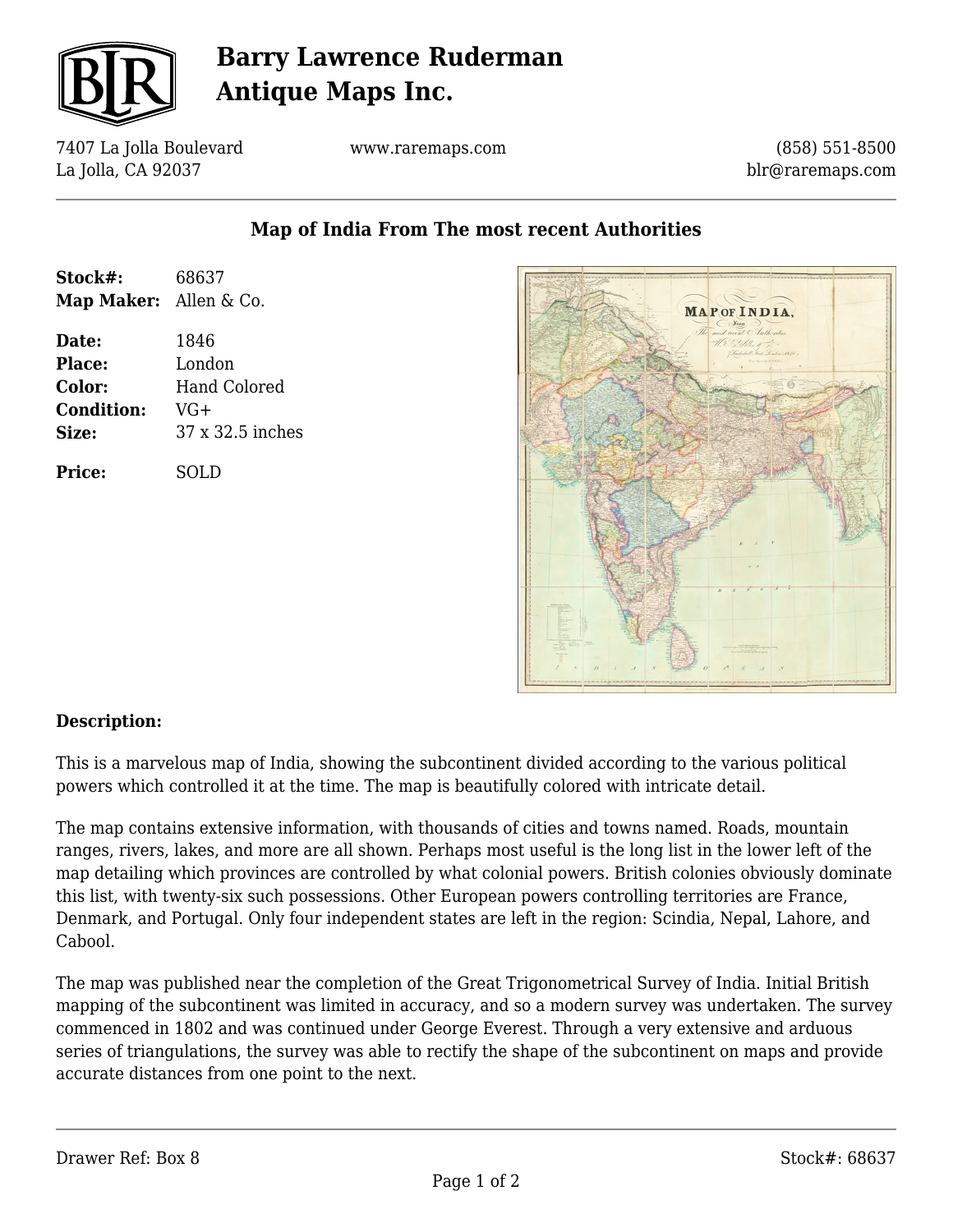# Barry Lawrence Ruderman Antique Maps Inc.

7407 La Jolla Boulevard
La Jolla, CA 92037

www.raremaps.com

(858) 551-8500
blr@raremaps.com

## Map of India From The most recent Authorities

**Stock#:** 68637
**Map Maker:** Allen & Co.

**Date:** 1846
**Place:** London
**Color:** Hand Colored
**Condition:** VG+
**Size:** 37 x 32.5 inches

**Price:** SOLD

### Description:

This is a marvelous map of India, showing the subcontinent divided according to the various political powers which controlled it at the time. The map is beautifully colored with intricate detail.

The map contains extensive information, with thousands of cities and towns named. Roads, mountain ranges, rivers, lakes, and more are all shown. Perhaps most useful is the long list in the lower left of the map detailing which provinces are controlled by what colonial powers. British colonies obviously dominate this list, with twenty-six such possessions. Other European powers controlling territories are France, Denmark, and Portugal. Only four independent states are left in the region: Scindia, Nepal, Lahore, and Cabool.

The map was published near the completion of the Great Trigonometrical Survey of India. Initial British mapping of the subcontinent was limited in accuracy, and so a modern survey was undertaken. The survey commenced in 1802 and was continued under George Everest. Through a very extensive and arduous series of triangulations, the survey was able to rectify the shape of the subcontinent on maps and provide accurate distances from one point to the next.

Drawer Ref: Box 8

Stock#: 68637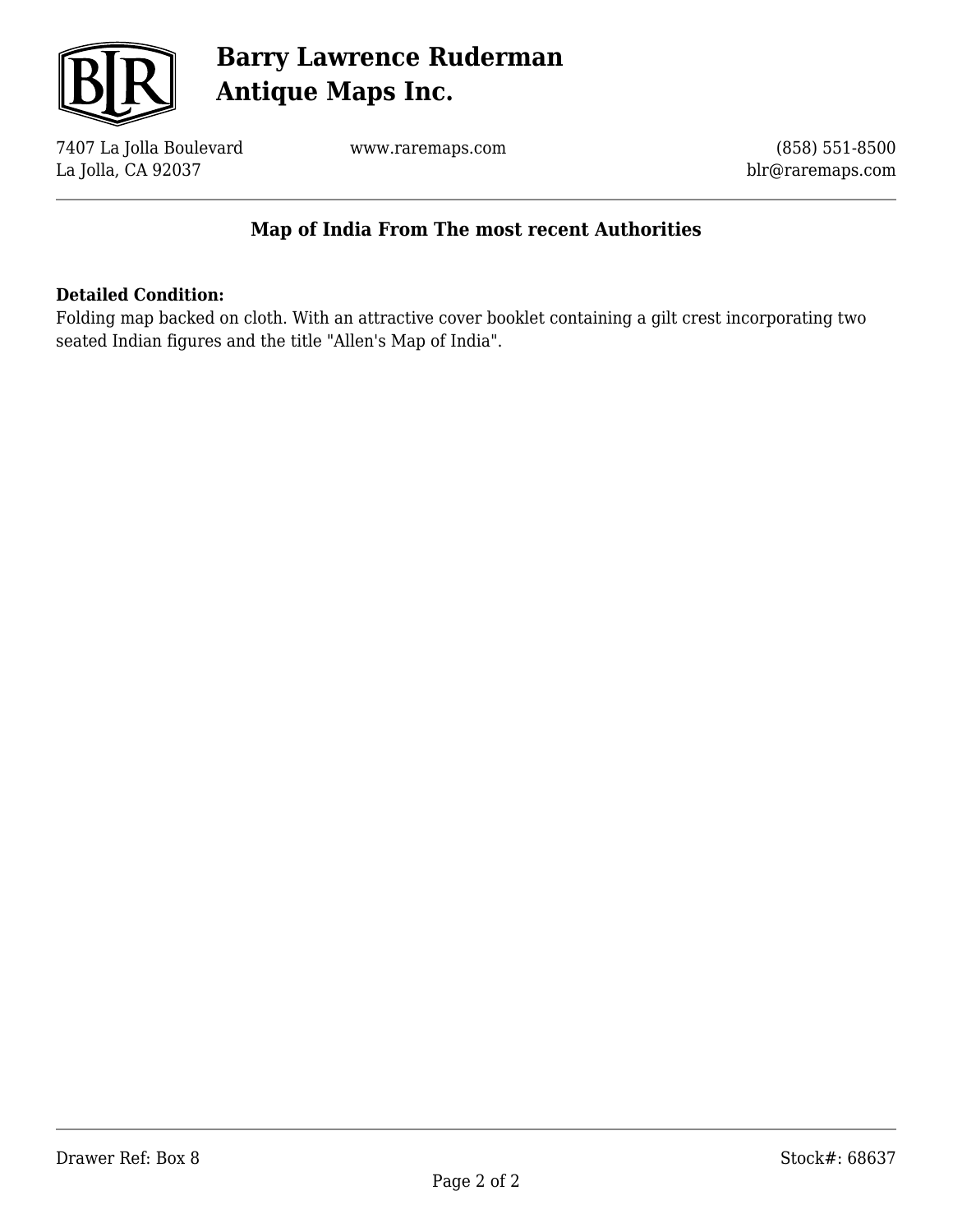## Map of India From The most recent Authorities

**Detailed Condition:**
Folding map backed on cloth. With an attractive cover booklet containing a gilt crest incorporating two seated Indian figures and the title "Allen's Map of India".

Drawer Ref: Box 8

Stock#: 68637